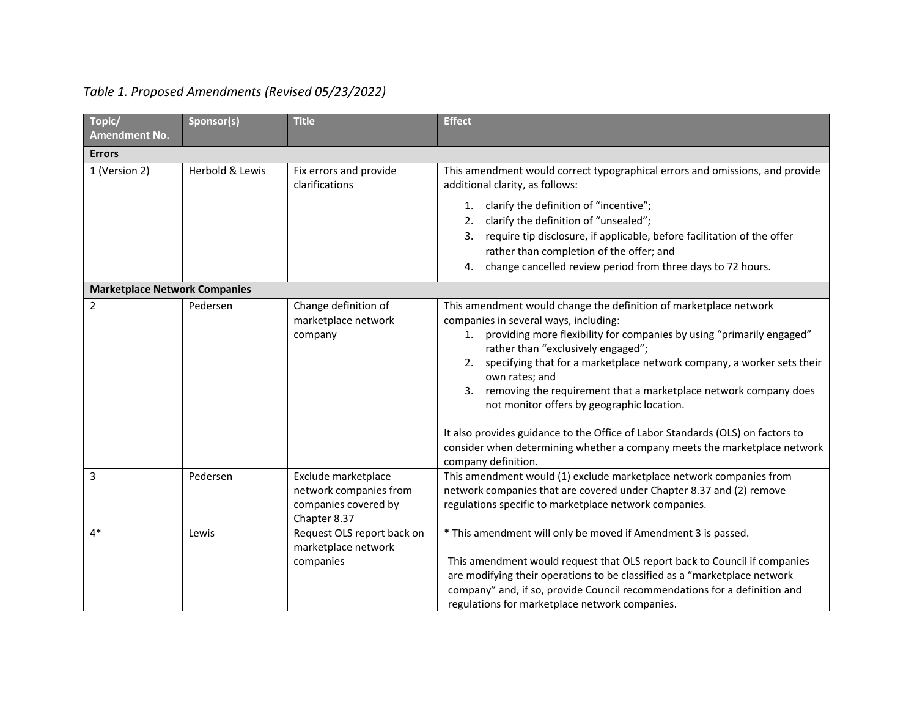*Table 1. Proposed Amendments (Revised 05/23/2022)*

| Topic/ Amendment No. | Sponsor(s) | Title | Effect |
|---|---|---|---|
| **Errors** | | | |
| 1 (Version 2) | Herbold & Lewis | Fix errors and provide clarifications | This amendment would correct typographical errors and omissions, and provide additional clarity, as follows:<br>1. clarify the definition of "incentive";<br>2. clarify the definition of "unsealed";<br>3. require tip disclosure, if applicable, before facilitation of the offer rather than completion of the offer; and<br>4. change cancelled review period from three days to 72 hours. |
| **Marketplace Network Companies** | | | |
| 2 | Pedersen | Change definition of marketplace network company | This amendment would change the definition of marketplace network companies in several ways, including:<br>1. providing more flexibility for companies by using "primarily engaged" rather than "exclusively engaged";<br>2. specifying that for a marketplace network company, a worker sets their own rates; and<br>3. removing the requirement that a marketplace network company does not monitor offers by geographic location.<br><br>It also provides guidance to the Office of Labor Standards (OLS) on factors to consider when determining whether a company meets the marketplace network company definition. |
| 3 | Pedersen | Exclude marketplace network companies from companies covered by Chapter 8.37 | This amendment would (1) exclude marketplace network companies from network companies that are covered under Chapter 8.37 and (2) remove regulations specific to marketplace network companies. |
| 4* | Lewis | Request OLS report back on marketplace network companies | * This amendment will only be moved if Amendment 3 is passed.<br><br>This amendment would request that OLS report back to Council if companies are modifying their operations to be classified as a "marketplace network company" and, if so, provide Council recommendations for a definition and regulations for marketplace network companies. |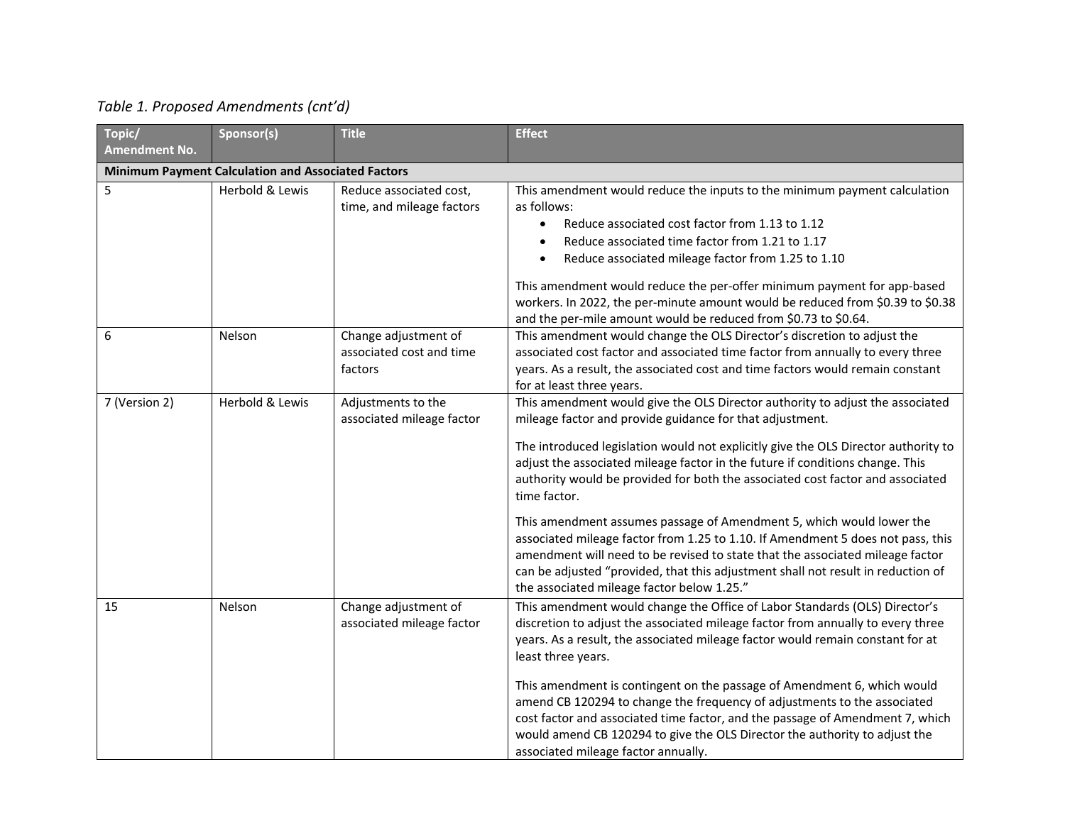*Table 1. Proposed Amendments (cnt'd)*

| Topic/ Amendment No. | Sponsor(s) | Title | Effect |
|---|---|---|---|
| **Minimum Payment Calculation and Associated Factors** | | | |
| 5 | Herbold & Lewis | Reduce associated cost, time, and mileage factors | This amendment would reduce the inputs to the minimum payment calculation as follows:<br>• Reduce associated cost factor from 1.13 to 1.12<br>• Reduce associated time factor from 1.21 to 1.17<br>• Reduce associated mileage factor from 1.25 to 1.10<br><br>This amendment would reduce the per-offer minimum payment for app-based workers. In 2022, the per-minute amount would be reduced from $0.39 to $0.38 and the per-mile amount would be reduced from $0.73 to $0.64. |
| 6 | Nelson | Change adjustment of associated cost and time factors | This amendment would change the OLS Director's discretion to adjust the associated cost factor and associated time factor from annually to every three years. As a result, the associated cost and time factors would remain constant for at least three years. |
| 7 (Version 2) | Herbold & Lewis | Adjustments to the associated mileage factor | This amendment would give the OLS Director authority to adjust the associated mileage factor and provide guidance for that adjustment.<br><br>The introduced legislation would not explicitly give the OLS Director authority to adjust the associated mileage factor in the future if conditions change. This authority would be provided for both the associated cost factor and associated time factor.<br><br>This amendment assumes passage of Amendment 5, which would lower the associated mileage factor from 1.25 to 1.10. If Amendment 5 does not pass, this amendment will need to be revised to state that the associated mileage factor can be adjusted "provided, that this adjustment shall not result in reduction of the associated mileage factor below 1.25." |
| 15 | Nelson | Change adjustment of associated mileage factor | This amendment would change the Office of Labor Standards (OLS) Director's discretion to adjust the associated mileage factor from annually to every three years. As a result, the associated mileage factor would remain constant for at least three years.<br><br>This amendment is contingent on the passage of Amendment 6, which would amend CB 120294 to change the frequency of adjustments to the associated cost factor and associated time factor, and the passage of Amendment 7, which would amend CB 120294 to give the OLS Director the authority to adjust the associated mileage factor annually. |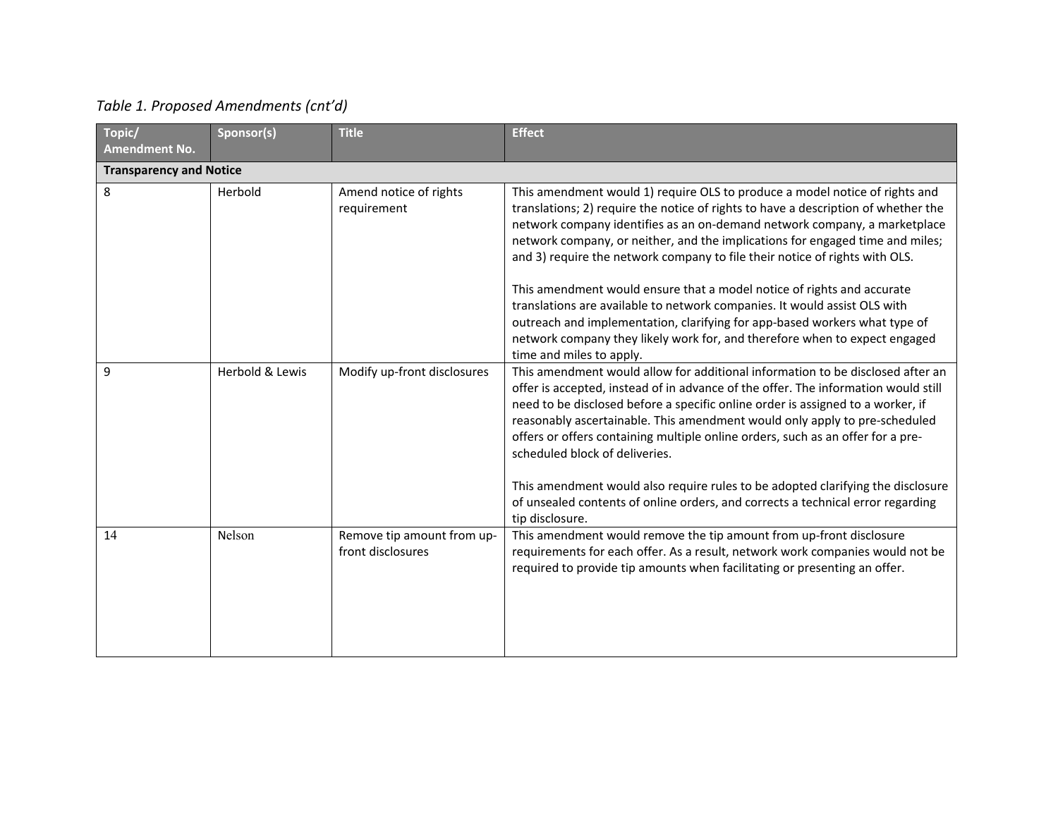*Table 1. Proposed Amendments (cnt'd)*

| Topic/ Amendment No. | Sponsor(s) | Title | Effect |
|---|---|---|---|
| **Transparency and Notice** | | | |
| 8 | Herbold | Amend notice of rights requirement | This amendment would 1) require OLS to produce a model notice of rights and translations; 2) require the notice of rights to have a description of whether the network company identifies as an on-demand network company, a marketplace network company, or neither, and the implications for engaged time and miles; and 3) require the network company to file their notice of rights with OLS.<br><br>This amendment would ensure that a model notice of rights and accurate translations are available to network companies. It would assist OLS with outreach and implementation, clarifying for app-based workers what type of network company they likely work for, and therefore when to expect engaged time and miles to apply. |
| 9 | Herbold & Lewis | Modify up-front disclosures | This amendment would allow for additional information to be disclosed after an offer is accepted, instead of in advance of the offer. The information would still need to be disclosed before a specific online order is assigned to a worker, if reasonably ascertainable. This amendment would only apply to pre-scheduled offers or offers containing multiple online orders, such as an offer for a pre-scheduled block of deliveries.<br><br>This amendment would also require rules to be adopted clarifying the disclosure of unsealed contents of online orders, and corrects a technical error regarding tip disclosure. |
| 14 | Nelson | Remove tip amount from up-front disclosures | This amendment would remove the tip amount from up-front disclosure requirements for each offer. As a result, network work companies would not be required to provide tip amounts when facilitating or presenting an offer. |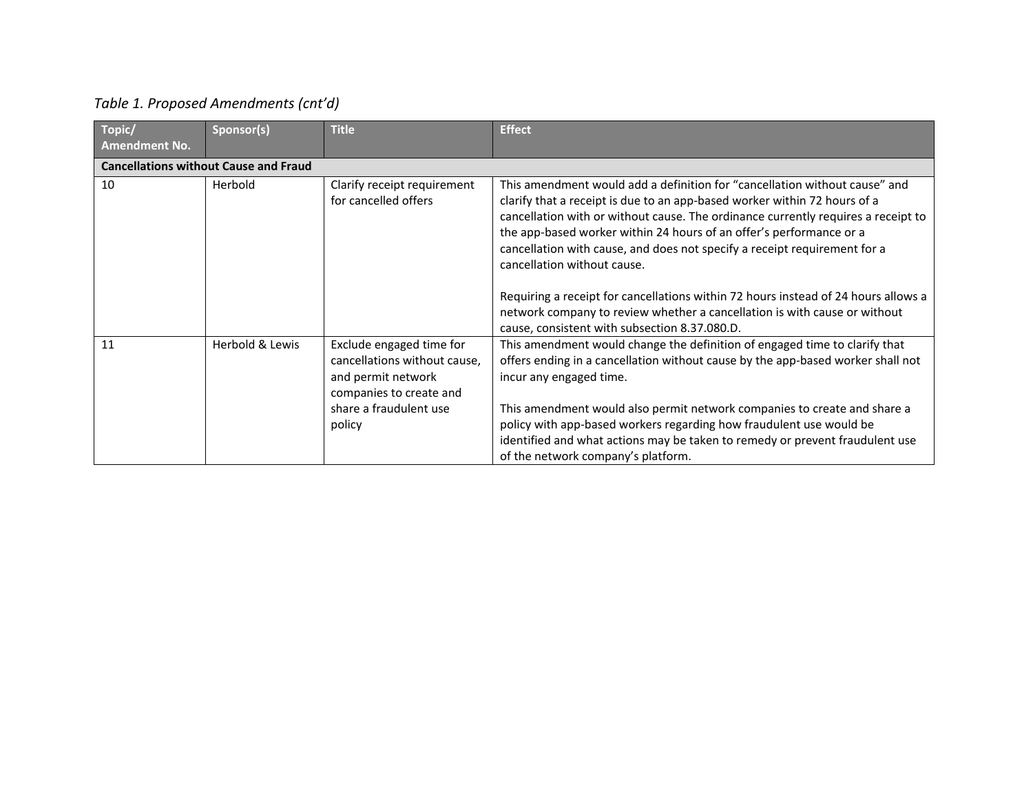*Table 1. Proposed Amendments (cnt'd)*

| Topic/ Amendment No. | Sponsor(s) | Title | Effect |
|---|---|---|---|
| **Cancellations without Cause and Fraud** | | | |
| 10 | Herbold | Clarify receipt requirement for cancelled offers | This amendment would add a definition for "cancellation without cause" and clarify that a receipt is due to an app-based worker within 72 hours of a cancellation with or without cause. The ordinance currently requires a receipt to the app-based worker within 24 hours of an offer's performance or a cancellation with cause, and does not specify a receipt requirement for a cancellation without cause.<br><br>Requiring a receipt for cancellations within 72 hours instead of 24 hours allows a network company to review whether a cancellation is with cause or without cause, consistent with subsection 8.37.080.D. |
| 11 | Herbold & Lewis | Exclude engaged time for cancellations without cause, and permit network companies to create and share a fraudulent use policy | This amendment would change the definition of engaged time to clarify that offers ending in a cancellation without cause by the app-based worker shall not incur any engaged time.<br><br>This amendment would also permit network companies to create and share a policy with app-based workers regarding how fraudulent use would be identified and what actions may be taken to remedy or prevent fraudulent use of the network company's platform. |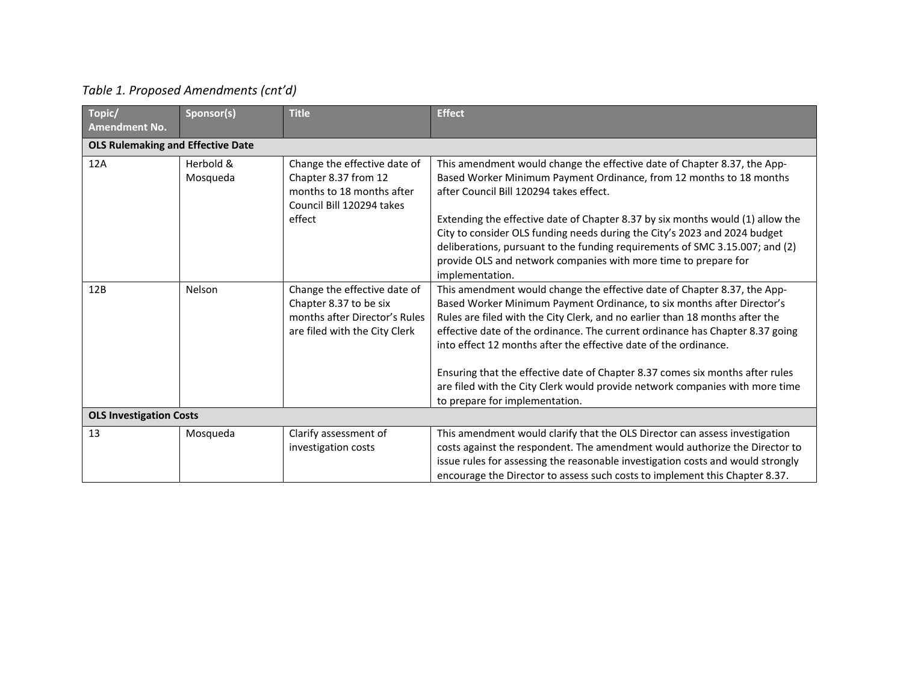*Table 1. Proposed Amendments (cnt'd)*

| Topic/ Amendment No. | Sponsor(s) | Title | Effect |
|---|---|---|---|
| **OLS Rulemaking and Effective Date** | | | |
| 12A | Herbold & Mosqueda | Change the effective date of Chapter 8.37 from 12 months to 18 months after Council Bill 120294 takes effect | This amendment would change the effective date of Chapter 8.37, the App-Based Worker Minimum Payment Ordinance, from 12 months to 18 months after Council Bill 120294 takes effect.<br><br>Extending the effective date of Chapter 8.37 by six months would (1) allow the City to consider OLS funding needs during the City's 2023 and 2024 budget deliberations, pursuant to the funding requirements of SMC 3.15.007; and (2) provide OLS and network companies with more time to prepare for implementation. |
| 12B | Nelson | Change the effective date of Chapter 8.37 to be six months after Director's Rules are filed with the City Clerk | This amendment would change the effective date of Chapter 8.37, the App-Based Worker Minimum Payment Ordinance, to six months after Director's Rules are filed with the City Clerk, and no earlier than 18 months after the effective date of the ordinance. The current ordinance has Chapter 8.37 going into effect 12 months after the effective date of the ordinance.<br><br>Ensuring that the effective date of Chapter 8.37 comes six months after rules are filed with the City Clerk would provide network companies with more time to prepare for implementation. |
| **OLS Investigation Costs** | | | |
| 13 | Mosqueda | Clarify assessment of investigation costs | This amendment would clarify that the OLS Director can assess investigation costs against the respondent. The amendment would authorize the Director to issue rules for assessing the reasonable investigation costs and would strongly encourage the Director to assess such costs to implement this Chapter 8.37. |